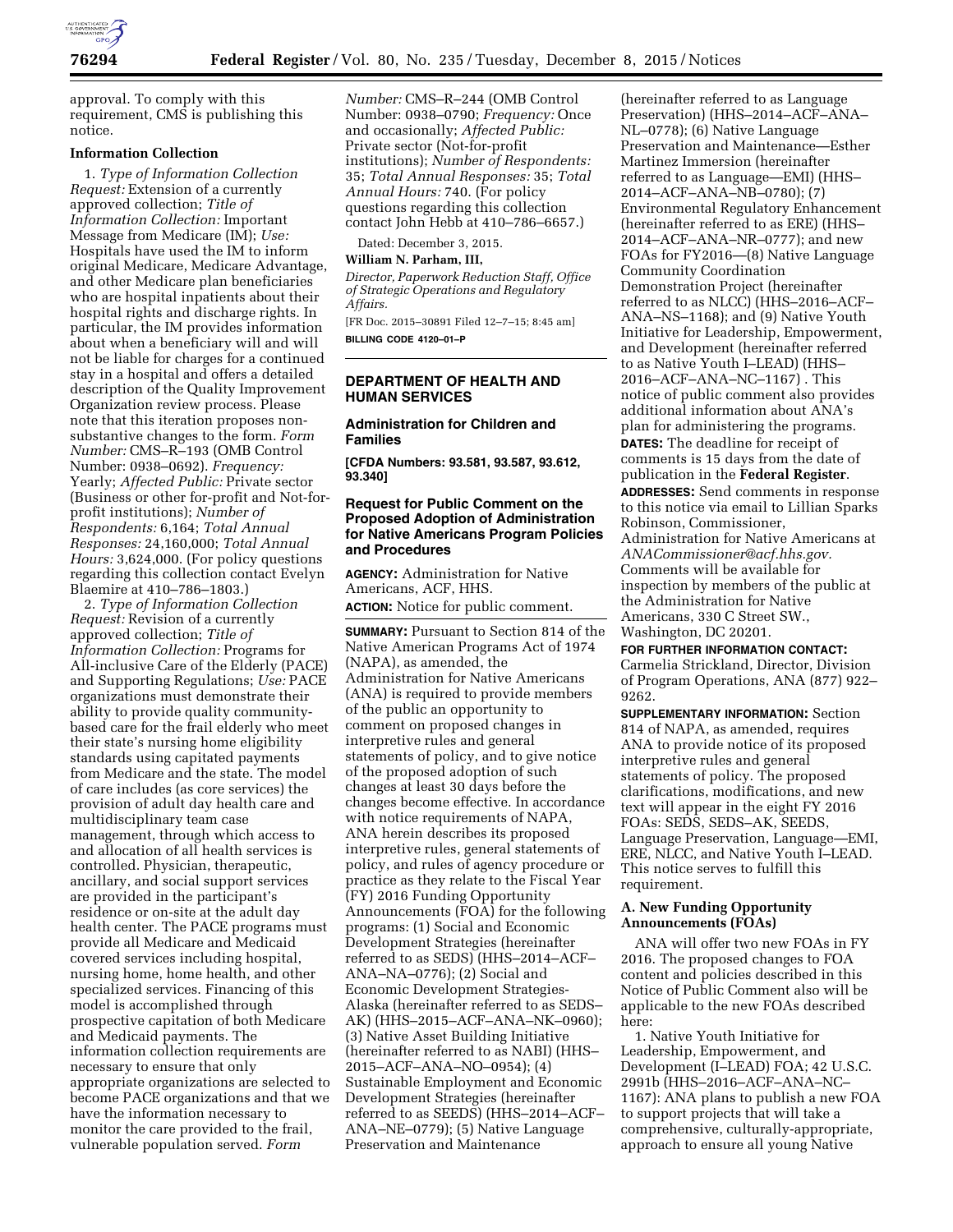approval. To comply with this requirement, CMS is publishing this notice.

**Information Collection**

1. *Type of Information Collection Request:* Extension of a currently approved collection; *Title of Information Collection:* Important Message from Medicare (IM); *Use:* Hospitals have used the IM to inform original Medicare, Medicare Advantage, and other Medicare plan beneficiaries who are hospital inpatients about their hospital rights and discharge rights. In particular, the IM provides information about when a beneficiary will and will not be liable for charges for a continued stay in a hospital and offers a detailed description of the Quality Improvement Organization review process. Please note that this iteration proposes non-substantive changes to the form. *Form Number:* CMS–R–193 (OMB Control Number: 0938–0692). *Frequency:* Yearly; *Affected Public:* Private sector (Business or other for-profit and Not-for-profit institutions); *Number of Respondents:* 6,164; *Total Annual Responses:* 24,160,000; *Total Annual Hours:* 3,624,000. (For policy questions regarding this collection contact Evelyn Blaemire at 410–786–1803.)

2. *Type of Information Collection Request:* Revision of a currently approved collection; *Title of Information Collection:* Programs for All-inclusive Care of the Elderly (PACE) and Supporting Regulations; *Use:* PACE organizations must demonstrate their ability to provide quality community-based care for the frail elderly who meet their state's nursing home eligibility standards using capitated payments from Medicare and the state. The model of care includes (as core services) the provision of adult day health care and multidisciplinary team case management, through which access to and allocation of all health services is controlled. Physician, therapeutic, ancillary, and social support services are provided in the participant's residence or on-site at the adult day health center. The PACE programs must provide all Medicare and Medicaid covered services including hospital, nursing home, home health, and other specialized services. Financing of this model is accomplished through prospective capitation of both Medicare and Medicaid payments. The information collection requirements are necessary to ensure that only appropriate organizations are selected to become PACE organizations and that we have the information necessary to monitor the care provided to the frail, vulnerable population served. *Form Number:* CMS–R–244 (OMB Control Number: 0938–0790; *Frequency:* Once and occasionally; *Affected Public:* Private sector (Not-for-profit institutions); *Number of Respondents:* 35; *Total Annual Responses:* 35; *Total Annual Hours:* 740. (For policy questions regarding this collection contact John Hebb at 410–786–6657.)

Dated: December 3, 2015.

**William N. Parham, III,**

*Director, Paperwork Reduction Staff, Office of Strategic Operations and Regulatory Affairs.*

[FR Doc. 2015–30891 Filed 12–7–15; 8:45 am]

**BILLING CODE 4120–01–P**

## DEPARTMENT OF HEALTH AND HUMAN SERVICES

### Administration for Children and Families

**[CFDA Numbers: 93.581, 93.587, 93.612, 93.340]**

### Request for Public Comment on the Proposed Adoption of Administration for Native Americans Program Policies and Procedures

**AGENCY:** Administration for Native Americans, ACF, HHS.

**ACTION:** Notice for public comment.

**SUMMARY:** Pursuant to Section 814 of the Native American Programs Act of 1974 (NAPA), as amended, the Administration for Native Americans (ANA) is required to provide members of the public an opportunity to comment on proposed changes in interpretive rules and general statements of policy, and to give notice of the proposed adoption of such changes at least 30 days before the changes become effective. In accordance with notice requirements of NAPA, ANA herein describes its proposed interpretive rules, general statements of policy, and rules of agency procedure or practice as they relate to the Fiscal Year (FY) 2016 Funding Opportunity Announcements (FOA) for the following programs: (1) Social and Economic Development Strategies (hereinafter referred to as SEDS) (HHS–2014–ACF–ANA–NA–0776); (2) Social and Economic Development Strategies-Alaska (hereinafter referred to as SEDS–AK) (HHS–2015–ACF–ANA–NK–0960); (3) Native Asset Building Initiative (hereinafter referred to as NABI) (HHS–2015–ACF–ANA–NO–0954); (4) Sustainable Employment and Economic Development Strategies (hereinafter referred to as SEEDS) (HHS–2014–ACF–ANA–NE–0779); (5) Native Language Preservation and Maintenance (hereinafter referred to as Language Preservation) (HHS–2014–ACF–ANA–NL–0778); (6) Native Language Preservation and Maintenance—Esther Martinez Immersion (hereinafter referred to as Language—EMI) (HHS–2014–ACF–ANA–NB–0780); (7) Environmental Regulatory Enhancement (hereinafter referred to as ERE) (HHS–2014–ACF–ANA–NR–0777); and new FOAs for FY2016—(8) Native Language Community Coordination Demonstration Project (hereinafter referred to as NLCC) (HHS–2016–ACF–ANA–NS–1168); and (9) Native Youth Initiative for Leadership, Empowerment, and Development (hereinafter referred to as Native Youth I–LEAD) (HHS–2016–ACF–ANA–NC–1167) . This notice of public comment also provides additional information about ANA's plan for administering the programs.

**DATES:** The deadline for receipt of comments is 15 days from the date of publication in the **Federal Register**.

**ADDRESSES:** Send comments in response to this notice via email to Lillian Sparks Robinson, Commissioner, Administration for Native Americans at *ANACommissioner@acf.hhs.gov.* Comments will be available for inspection by members of the public at the Administration for Native Americans, 330 C Street SW., Washington, DC 20201.

**FOR FURTHER INFORMATION CONTACT:** Carmelia Strickland, Director, Division of Program Operations, ANA (877) 922–9262.

**SUPPLEMENTARY INFORMATION:** Section 814 of NAPA, as amended, requires ANA to provide notice of its proposed interpretive rules and general statements of policy. The proposed clarifications, modifications, and new text will appear in the eight FY 2016 FOAs: SEDS, SEDS–AK, SEEDS, Language Preservation, Language—EMI, ERE, NLCC, and Native Youth I–LEAD. This notice serves to fulfill this requirement.

### A. New Funding Opportunity Announcements (FOAs)

ANA will offer two new FOAs in FY 2016. The proposed changes to FOA content and policies described in this Notice of Public Comment also will be applicable to the new FOAs described here:

1. Native Youth Initiative for Leadership, Empowerment, and Development (I–LEAD) FOA; 42 U.S.C. 2991b (HHS–2016–ACF–ANA–NC–1167): ANA plans to publish a new FOA to support projects that will take a comprehensive, culturally-appropriate, approach to ensure all young Native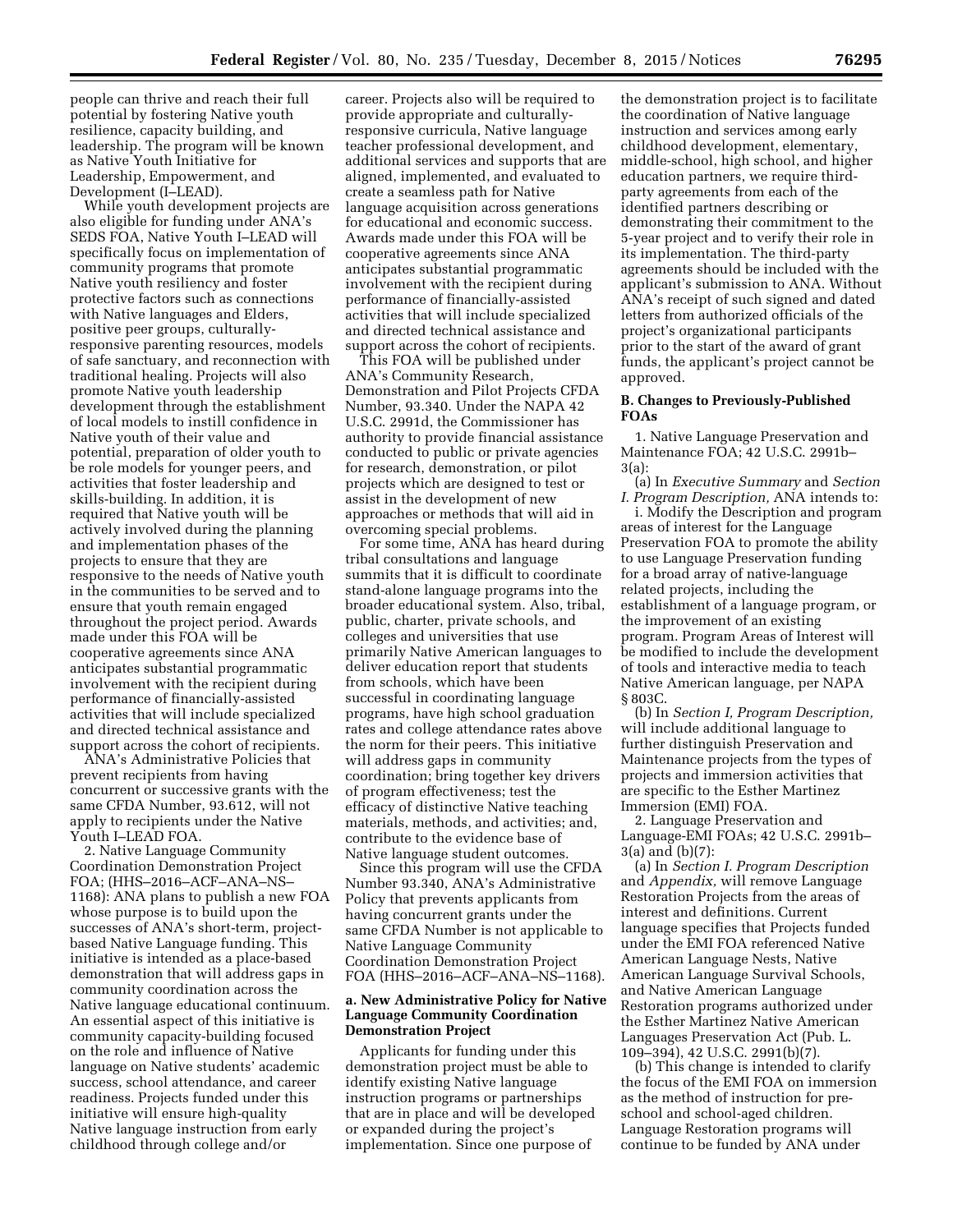people can thrive and reach their full potential by fostering Native youth resilience, capacity building, and leadership. The program will be known as Native Youth Initiative for Leadership, Empowerment, and Development (I–LEAD).

While youth development projects are also eligible for funding under ANA's SEDS FOA, Native Youth I–LEAD will specifically focus on implementation of community programs that promote Native youth resiliency and foster protective factors such as connections with Native languages and Elders, positive peer groups, culturally-responsive parenting resources, models of safe sanctuary, and reconnection with traditional healing. Projects will also promote Native youth leadership development through the establishment of local models to instill confidence in Native youth of their value and potential, preparation of older youth to be role models for younger peers, and activities that foster leadership and skills-building. In addition, it is required that Native youth will be actively involved during the planning and implementation phases of the projects to ensure that they are responsive to the needs of Native youth in the communities to be served and to ensure that youth remain engaged throughout the project period. Awards made under this FOA will be cooperative agreements since ANA anticipates substantial programmatic involvement with the recipient during performance of financially-assisted activities that will include specialized and directed technical assistance and support across the cohort of recipients.

ANA's Administrative Policies that prevent recipients from having concurrent or successive grants with the same CFDA Number, 93.612, will not apply to recipients under the Native Youth I–LEAD FOA.

2. Native Language Community Coordination Demonstration Project FOA; (HHS–2016–ACF–ANA–NS–1168): ANA plans to publish a new FOA whose purpose is to build upon the successes of ANA's short-term, project-based Native Language funding. This initiative is intended as a place-based demonstration that will address gaps in community coordination across the Native language educational continuum. An essential aspect of this initiative is community capacity-building focused on the role and influence of Native language on Native students' academic success, school attendance, and career readiness. Projects funded under this initiative will ensure high-quality Native language instruction from early childhood through college and/or career. Projects also will be required to provide appropriate and culturally-responsive curricula, Native language teacher professional development, and additional services and supports that are aligned, implemented, and evaluated to create a seamless path for Native language acquisition across generations for educational and economic success. Awards made under this FOA will be cooperative agreements since ANA anticipates substantial programmatic involvement with the recipient during performance of financially-assisted activities that will include specialized and directed technical assistance and support across the cohort of recipients.

This FOA will be published under ANA's Community Research, Demonstration and Pilot Projects CFDA Number, 93.340. Under the NAPA 42 U.S.C. 2991d, the Commissioner has authority to provide financial assistance conducted to public or private agencies for research, demonstration, or pilot projects which are designed to test or assist in the development of new approaches or methods that will aid in overcoming special problems.

For some time, ANA has heard during tribal consultations and language summits that it is difficult to coordinate stand-alone language programs into the broader educational system. Also, tribal, public, charter, private schools, and colleges and universities that use primarily Native American languages to deliver education report that students from schools, which have been successful in coordinating language programs, have high school graduation rates and college attendance rates above the norm for their peers. This initiative will address gaps in community coordination; bring together key drivers of program effectiveness; test the efficacy of distinctive Native teaching materials, methods, and activities; and, contribute to the evidence base of Native language student outcomes.

Since this program will use the CFDA Number 93.340, ANA's Administrative Policy that prevents applicants from having concurrent grants under the same CFDA Number is not applicable to Native Language Community Coordination Demonstration Project FOA (HHS–2016–ACF–ANA–NS–1168).

**a. New Administrative Policy for Native Language Community Coordination Demonstration Project**

Applicants for funding under this demonstration project must be able to identify existing Native language instruction programs or partnerships that are in place and will be developed or expanded during the project's implementation. Since one purpose of the demonstration project is to facilitate the coordination of Native language instruction and services among early childhood development, elementary, middle-school, high school, and higher education partners, we require third-party agreements from each of the identified partners describing or demonstrating their commitment to the 5-year project and to verify their role in its implementation. The third-party agreements should be included with the applicant's submission to ANA. Without ANA's receipt of such signed and dated letters from authorized officials of the project's organizational participants prior to the start of the award of grant funds, the applicant's project cannot be approved.

**B. Changes to Previously-Published FOAs**

1. Native Language Preservation and Maintenance FOA; 42 U.S.C. 2991b–3(a):

(a) In *Executive Summary* and *Section I. Program Description,* ANA intends to:

i. Modify the Description and program areas of interest for the Language Preservation FOA to promote the ability to use Language Preservation funding for a broad array of native-language related projects, including the establishment of a language program, or the improvement of an existing program. Program Areas of Interest will be modified to include the development of tools and interactive media to teach Native American language, per NAPA § 803C.

(b) In *Section I, Program Description,* will include additional language to further distinguish Preservation and Maintenance projects from the types of projects and immersion activities that are specific to the Esther Martinez Immersion (EMI) FOA.

2. Language Preservation and Language-EMI FOAs; 42 U.S.C. 2991b–3(a) and (b)(7):

(a) In *Section I. Program Description* and *Appendix,* will remove Language Restoration Projects from the areas of interest and definitions. Current language specifies that Projects funded under the EMI FOA referenced Native American Language Nests, Native American Language Survival Schools, and Native American Language Restoration programs authorized under the Esther Martinez Native American Languages Preservation Act (Pub. L. 109–394), 42 U.S.C. 2991(b)(7).

(b) This change is intended to clarify the focus of the EMI FOA on immersion as the method of instruction for pre-school and school-aged children. Language Restoration programs will continue to be funded by ANA under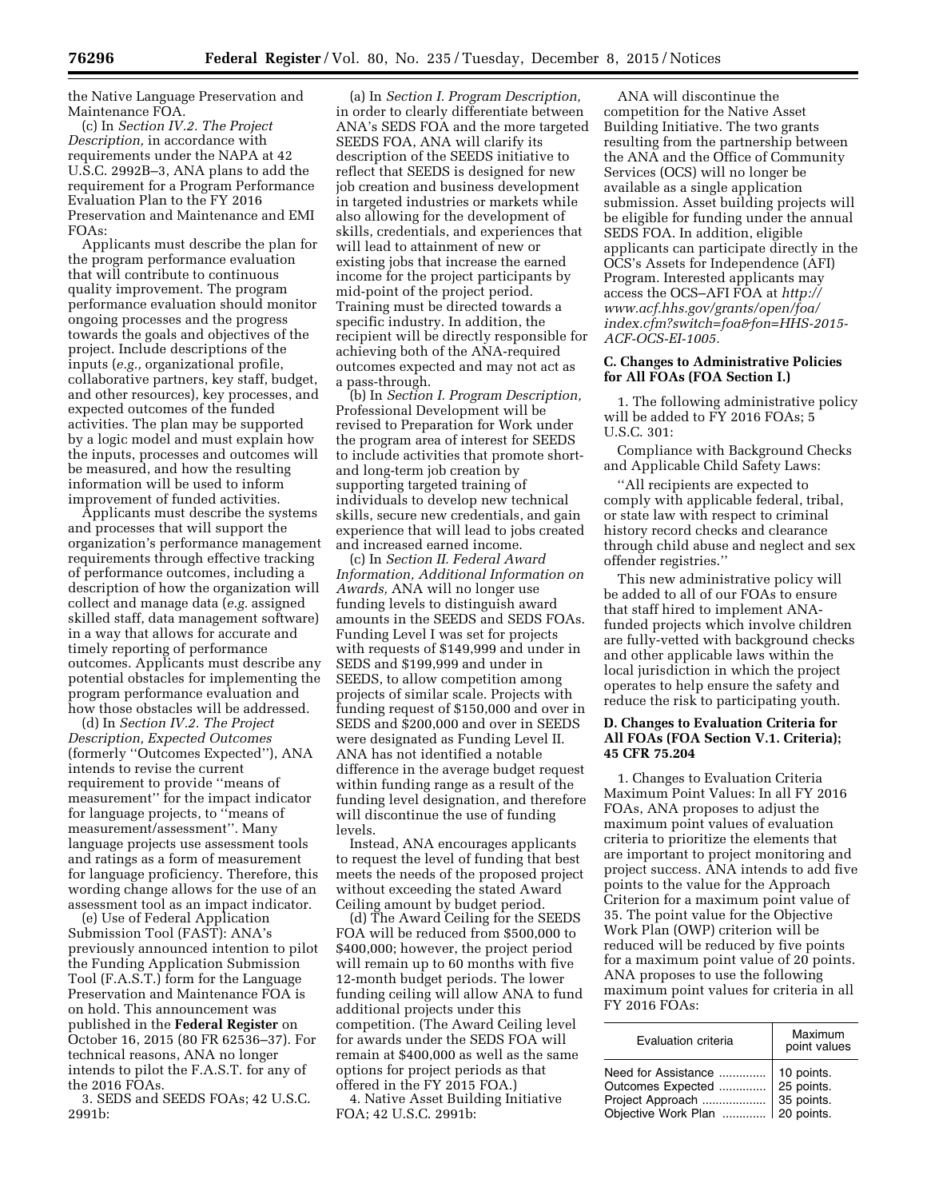the Native Language Preservation and Maintenance FOA.

(c) In *Section IV.2. The Project Description,* in accordance with requirements under the NAPA at 42 U.S.C. 2992B–3, ANA plans to add the requirement for a Program Performance Evaluation Plan to the FY 2016 Preservation and Maintenance and EMI FOAs:

Applicants must describe the plan for the program performance evaluation that will contribute to continuous quality improvement. The program performance evaluation should monitor ongoing processes and the progress towards the goals and objectives of the project. Include descriptions of the inputs (*e.g.,* organizational profile, collaborative partners, key staff, budget, and other resources), key processes, and expected outcomes of the funded activities. The plan may be supported by a logic model and must explain how the inputs, processes and outcomes will be measured, and how the resulting information will be used to inform improvement of funded activities.

Applicants must describe the systems and processes that will support the organization's performance management requirements through effective tracking of performance outcomes, including a description of how the organization will collect and manage data (*e.g.* assigned skilled staff, data management software) in a way that allows for accurate and timely reporting of performance outcomes. Applicants must describe any potential obstacles for implementing the program performance evaluation and how those obstacles will be addressed.

(d) In *Section IV.2. The Project Description, Expected Outcomes* (formerly ''Outcomes Expected''), ANA intends to revise the current requirement to provide ''means of measurement'' for the impact indicator for language projects, to ''means of measurement/assessment''. Many language projects use assessment tools and ratings as a form of measurement for language proficiency. Therefore, this wording change allows for the use of an assessment tool as an impact indicator.

(e) Use of Federal Application Submission Tool (FAST): ANA's previously announced intention to pilot the Funding Application Submission Tool (F.A.S.T.) form for the Language Preservation and Maintenance FOA is on hold. This announcement was published in the **Federal Register** on October 16, 2015 (80 FR 62536–37). For technical reasons, ANA no longer intends to pilot the F.A.S.T. for any of the 2016 FOAs.

3. SEDS and SEEDS FOAs; 42 U.S.C. 2991b:

(a) In *Section I. Program Description,* in order to clearly differentiate between ANA's SEDS FOA and the more targeted SEEDS FOA, ANA will clarify its description of the SEEDS initiative to reflect that SEEDS is designed for new job creation and business development in targeted industries or markets while also allowing for the development of skills, credentials, and experiences that will lead to attainment of new or existing jobs that increase the earned income for the project participants by mid-point of the project period. Training must be directed towards a specific industry. In addition, the recipient will be directly responsible for achieving both of the ANA-required outcomes expected and may not act as a pass-through.

(b) In *Section I. Program Description,* Professional Development will be revised to Preparation for Work under the program area of interest for SEEDS to include activities that promote short- and long-term job creation by supporting targeted training of individuals to develop new technical skills, secure new credentials, and gain experience that will lead to jobs created and increased earned income.

(c) In *Section II. Federal Award Information, Additional Information on Awards,* ANA will no longer use funding levels to distinguish award amounts in the SEEDS and SEDS FOAs. Funding Level I was set for projects with requests of $149,999 and under in SEDS and $199,999 and under in SEEDS, to allow competition among projects of similar scale. Projects with funding request of $150,000 and over in SEDS and $200,000 and over in SEEDS were designated as Funding Level II. ANA has not identified a notable difference in the average budget request within funding range as a result of the funding level designation, and therefore will discontinue the use of funding levels.

Instead, ANA encourages applicants to request the level of funding that best meets the needs of the proposed project without exceeding the stated Award Ceiling amount by budget period.

(d) The Award Ceiling for the SEEDS FOA will be reduced from $500,000 to $400,000; however, the project period will remain up to 60 months with five 12-month budget periods. The lower funding ceiling will allow ANA to fund additional projects under this competition. (The Award Ceiling level for awards under the SEDS FOA will remain at $400,000 as well as the same options for project periods as that offered in the FY 2015 FOA.)

4. Native Asset Building Initiative FOA; 42 U.S.C. 2991b:

ANA will discontinue the competition for the Native Asset Building Initiative. The two grants resulting from the partnership between the ANA and the Office of Community Services (OCS) will no longer be available as a single application submission. Asset building projects will be eligible for funding under the annual SEDS FOA. In addition, eligible applicants can participate directly in the OCS's Assets for Independence (AFI) Program. Interested applicants may access the OCS–AFI FOA at *http://www.acf.hhs.gov/grants/open/foa/index.cfm?switch=foa&fon=HHS-2015-ACF-OCS-EI-1005.*

### C. Changes to Administrative Policies for All FOAs (FOA Section I.)

1. The following administrative policy will be added to FY 2016 FOAs; 5 U.S.C. 301:

Compliance with Background Checks and Applicable Child Safety Laws:

''All recipients are expected to comply with applicable federal, tribal, or state law with respect to criminal history record checks and clearance through child abuse and neglect and sex offender registries.''

This new administrative policy will be added to all of our FOAs to ensure that staff hired to implement ANA-funded projects which involve children are fully-vetted with background checks and other applicable laws within the local jurisdiction in which the project operates to help ensure the safety and reduce the risk to participating youth.

### D. Changes to Evaluation Criteria for All FOAs (FOA Section V.1. Criteria); 45 CFR 75.204

1. Changes to Evaluation Criteria Maximum Point Values: In all FY 2016 FOAs, ANA proposes to adjust the maximum point values of evaluation criteria to prioritize the elements that are important to project monitoring and project success. ANA intends to add five points to the value for the Approach Criterion for a maximum point value of 35. The point value for the Objective Work Plan (OWP) criterion will be reduced will be reduced by five points for a maximum point value of 20 points. ANA proposes to use the following maximum point values for criteria in all FY 2016 FOAs:

| Evaluation criteria | Maximum point values |
| --- | --- |
| Need for Assistance | 10 points. |
| Outcomes Expected | 25 points. |
| Project Approach | 35 points. |
| Objective Work Plan | 20 points. |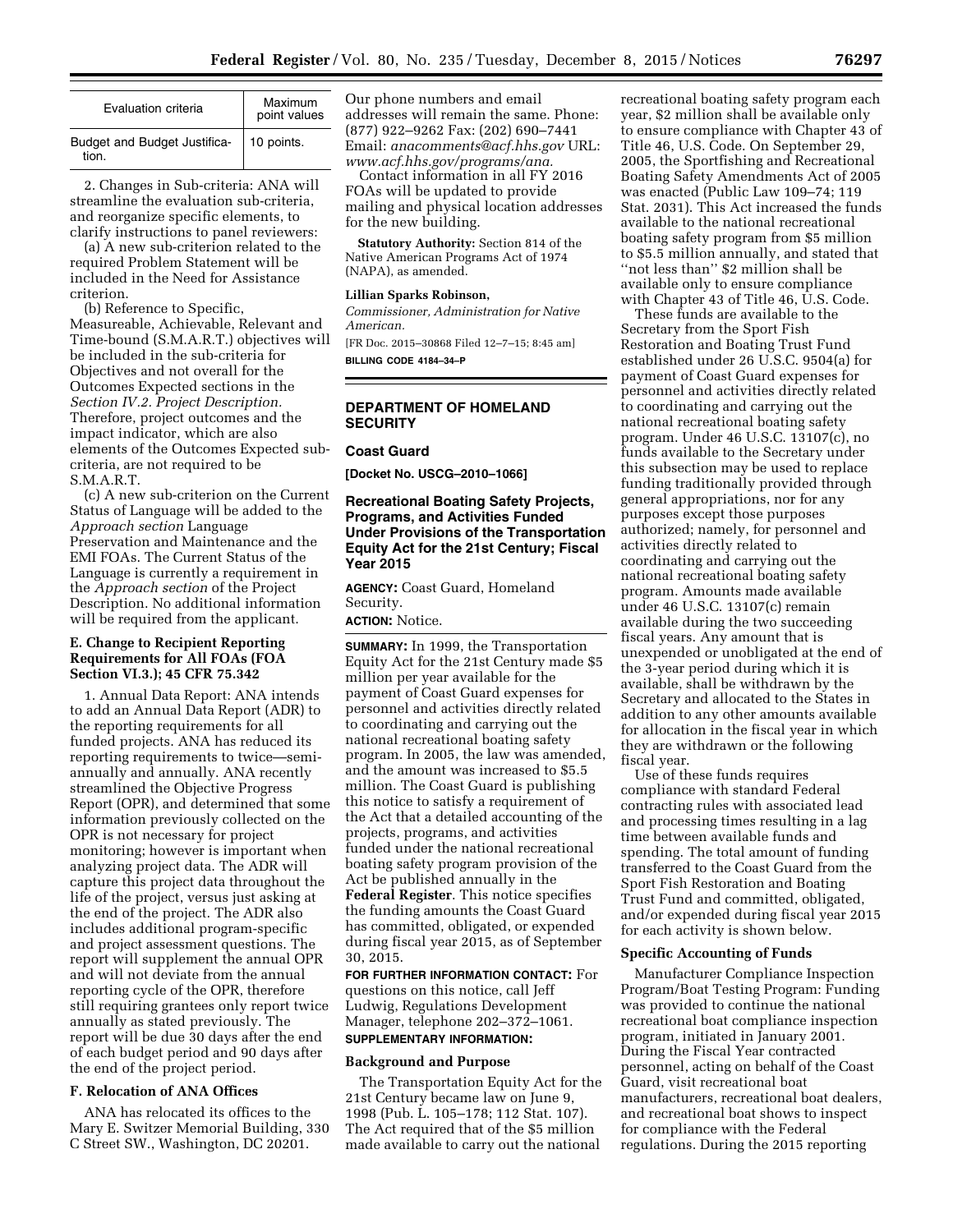| Evaluation criteria | Maximum point values |
| --- | --- |
| Budget and Budget Justification. | 10 points. |

2. Changes in Sub-criteria: ANA will streamline the evaluation sub-criteria, and reorganize specific elements, to clarify instructions to panel reviewers:

(a) A new sub-criterion related to the required Problem Statement will be included in the Need for Assistance criterion.

(b) Reference to Specific, Measureable, Achievable, Relevant and Time-bound (S.M.A.R.T.) objectives will be included in the sub-criteria for Objectives and not overall for the Outcomes Expected sections in the *Section IV.2. Project Description.* Therefore, project outcomes and the impact indicator, which are also elements of the Outcomes Expected sub-criteria, are not required to be S.M.A.R.T.

(c) A new sub-criterion on the Current Status of Language will be added to the *Approach section* Language Preservation and Maintenance and the EMI FOAs. The Current Status of the Language is currently a requirement in the *Approach section* of the Project Description. No additional information will be required from the applicant.

### E. Change to Recipient Reporting Requirements for All FOAs (FOA Section VI.3.); 45 CFR 75.342

1. Annual Data Report: ANA intends to add an Annual Data Report (ADR) to the reporting requirements for all funded projects. ANA has reduced its reporting requirements to twice—semi-annually and annually. ANA recently streamlined the Objective Progress Report (OPR), and determined that some information previously collected on the OPR is not necessary for project monitoring; however is important when analyzing project data. The ADR will capture this project data throughout the life of the project, versus just asking at the end of the project. The ADR also includes additional program-specific and project assessment questions. The report will supplement the annual OPR and will not deviate from the annual reporting cycle of the OPR, therefore still requiring grantees only report twice annually as stated previously. The report will be due 30 days after the end of each budget period and 90 days after the end of the project period.

### F. Relocation of ANA Offices

ANA has relocated its offices to the Mary E. Switzer Memorial Building, 330 C Street SW., Washington, DC 20201. Our phone numbers and email addresses will remain the same. Phone: (877) 922–9262 Fax: (202) 690–7441 Email: *anacomments@acf.hhs.gov* URL: *www.acf.hhs.gov/programs/ana.*

Contact information in all FY 2016 FOAs will be updated to provide mailing and physical location addresses for the new building.

**Statutory Authority:** Section 814 of the Native American Programs Act of 1974 (NAPA), as amended.

**Lillian Sparks Robinson,**

*Commissioner, Administration for Native American.*

[FR Doc. 2015–30868 Filed 12–7–15; 8:45 am]

**BILLING CODE 4184–34–P**

## DEPARTMENT OF HOMELAND SECURITY

### Coast Guard

**[Docket No. USCG–2010–1066]**

### Recreational Boating Safety Projects, Programs, and Activities Funded Under Provisions of the Transportation Equity Act for the 21st Century; Fiscal Year 2015

**AGENCY:** Coast Guard, Homeland Security.

**ACTION:** Notice.

**SUMMARY:** In 1999, the Transportation Equity Act for the 21st Century made $5 million per year available for the payment of Coast Guard expenses for personnel and activities directly related to coordinating and carrying out the national recreational boating safety program. In 2005, the law was amended, and the amount was increased to $5.5 million. The Coast Guard is publishing this notice to satisfy a requirement of the Act that a detailed accounting of the projects, programs, and activities funded under the national recreational boating safety program provision of the Act be published annually in the **Federal Register**. This notice specifies the funding amounts the Coast Guard has committed, obligated, or expended during fiscal year 2015, as of September 30, 2015.

**FOR FURTHER INFORMATION CONTACT:** For questions on this notice, call Jeff Ludwig, Regulations Development Manager, telephone 202–372–1061.

**SUPPLEMENTARY INFORMATION:**

### Background and Purpose

The Transportation Equity Act for the 21st Century became law on June 9, 1998 (Pub. L. 105–178; 112 Stat. 107). The Act required that of the $5 million made available to carry out the national recreational boating safety program each year, $2 million shall be available only to ensure compliance with Chapter 43 of Title 46, U.S. Code. On September 29, 2005, the Sportfishing and Recreational Boating Safety Amendments Act of 2005 was enacted (Public Law 109–74; 119 Stat. 2031). This Act increased the funds available to the national recreational boating safety program from $5 million to $5.5 million annually, and stated that ''not less than'' $2 million shall be available only to ensure compliance with Chapter 43 of Title 46, U.S. Code.

These funds are available to the Secretary from the Sport Fish Restoration and Boating Trust Fund established under 26 U.S.C. 9504(a) for payment of Coast Guard expenses for personnel and activities directly related to coordinating and carrying out the national recreational boating safety program. Under 46 U.S.C. 13107(c), no funds available to the Secretary under this subsection may be used to replace funding traditionally provided through general appropriations, nor for any purposes except those purposes authorized; namely, for personnel and activities directly related to coordinating and carrying out the national recreational boating safety program. Amounts made available under 46 U.S.C. 13107(c) remain available during the two succeeding fiscal years. Any amount that is unexpended or unobligated at the end of the 3-year period during which it is available, shall be withdrawn by the Secretary and allocated to the States in addition to any other amounts available for allocation in the fiscal year in which they are withdrawn or the following fiscal year.

Use of these funds requires compliance with standard Federal contracting rules with associated lead and processing times resulting in a lag time between available funds and spending. The total amount of funding transferred to the Coast Guard from the Sport Fish Restoration and Boating Trust Fund and committed, obligated, and/or expended during fiscal year 2015 for each activity is shown below.

### Specific Accounting of Funds

Manufacturer Compliance Inspection Program/Boat Testing Program: Funding was provided to continue the national recreational boat compliance inspection program, initiated in January 2001. During the Fiscal Year contracted personnel, acting on behalf of the Coast Guard, visit recreational boat manufacturers, recreational boat dealers, and recreational boat shows to inspect for compliance with the Federal regulations. During the 2015 reporting